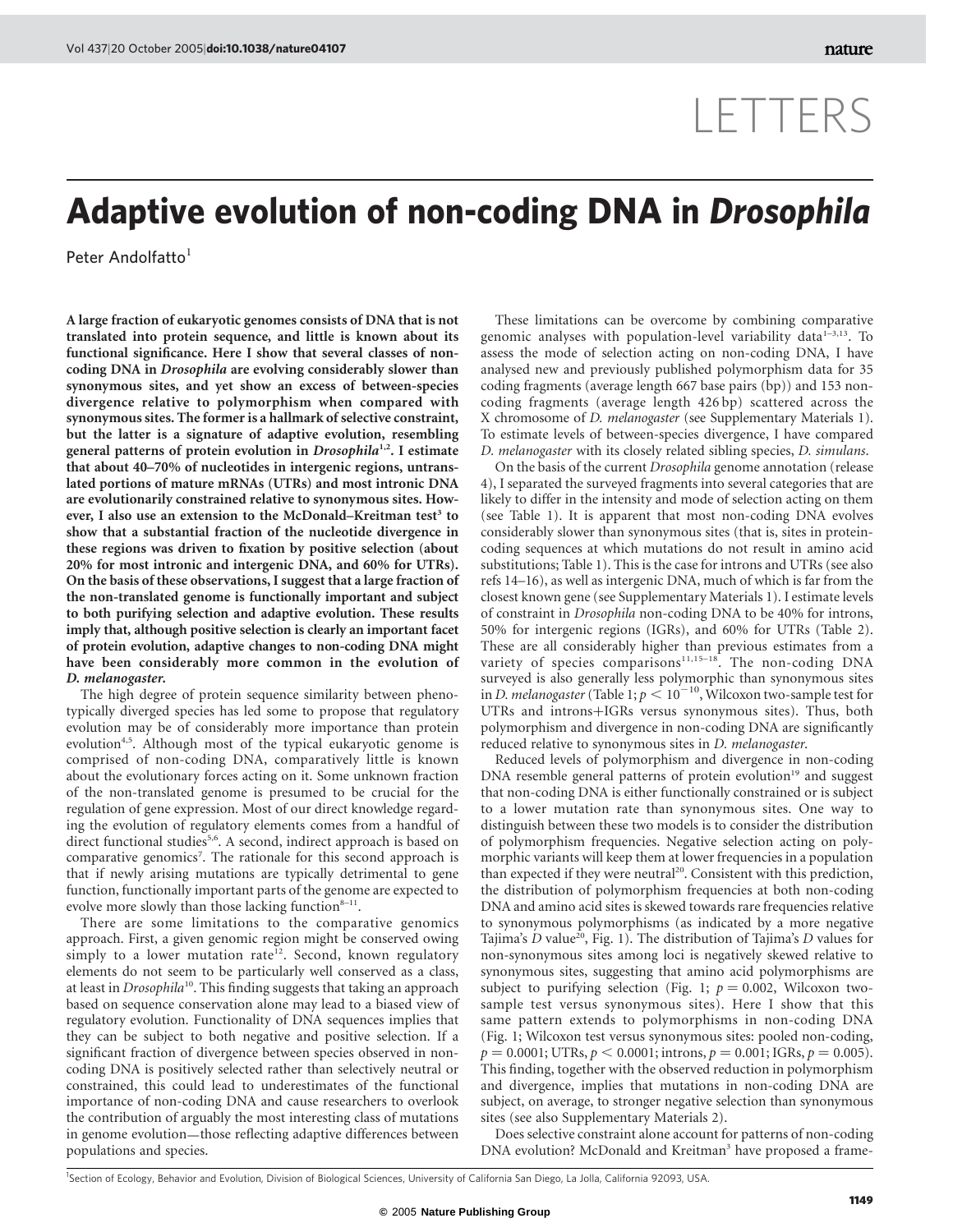LETTERS

# Adaptive evolution of non-coding DNA in *Drosophila*

Peter Andolfatto[1]

**A large fraction of eukaryotic genomes consists of DNA that is not translated into protein sequence, and little is known about its functional significance. Here I show that several classes of non-coding DNA in *Drosophila* are evolving considerably slower than synonymous sites, and yet show an excess of between-species divergence relative to polymorphism when compared with synonymous sites. The former is a hallmark of selective constraint, but the latter is a signature of adaptive evolution, resembling general patterns of protein evolution in *Drosophila*[1,2]. I estimate that about 40–70% of nucleotides in intergenic regions, untranslated portions of mature mRNAs (UTRs) and most intronic DNA are evolutionarily constrained relative to synonymous sites. However, I also use an extension to the McDonald–Kreitman test[3] to show that a substantial fraction of the nucleotide divergence in these regions was driven to fixation by positive selection (about 20% for most intronic and intergenic DNA, and 60% for UTRs). On the basis of these observations, I suggest that a large fraction of the non-translated genome is functionally important and subject to both purifying selection and adaptive evolution. These results imply that, although positive selection is clearly an important facet of protein evolution, adaptive changes to non-coding DNA might have been considerably more common in the evolution of *D. melanogaster*.**

The high degree of protein sequence similarity between phenotypically diverged species has led some to propose that regulatory evolution may be of considerably more importance than protein evolution[4,5]. Although most of the typical eukaryotic genome is comprised of non-coding DNA, comparatively little is known about the evolutionary forces acting on it. Some unknown fraction of the non-translated genome is presumed to be crucial for the regulation of gene expression. Most of our direct knowledge regarding the evolution of regulatory elements comes from a handful of direct functional studies[5,6]. A second, indirect approach is based on comparative genomics[7]. The rationale for this second approach is that if newly arising mutations are typically detrimental to gene function, functionally important parts of the genome are expected to evolve more slowly than those lacking function[8–11].

There are some limitations to the comparative genomics approach. First, a given genomic region might be conserved owing simply to a lower mutation rate[12]. Second, known regulatory elements do not seem to be particularly well conserved as a class, at least in *Drosophila*[10]. This finding suggests that taking an approach based on sequence conservation alone may lead to a biased view of regulatory evolution. Functionality of DNA sequences implies that they can be subject to both negative and positive selection. If a significant fraction of divergence between species observed in non-coding DNA is positively selected rather than selectively neutral or constrained, this could lead to underestimates of the functional importance of non-coding DNA and cause researchers to overlook the contribution of arguably the most interesting class of mutations in genome evolution—those reflecting adaptive differences between populations and species.

These limitations can be overcome by combining comparative genomic analyses with population-level variability data[1–3,13]. To assess the mode of selection acting on non-coding DNA, I have analysed new and previously published polymorphism data for 35 coding fragments (average length 667 base pairs (bp)) and 153 non-coding fragments (average length 426 bp) scattered across the X chromosome of *D. melanogaster* (see Supplementary Materials 1). To estimate levels of between-species divergence, I have compared *D. melanogaster* with its closely related sibling species, *D. simulans*.

On the basis of the current *Drosophila* genome annotation (release 4), I separated the surveyed fragments into several categories that are likely to differ in the intensity and mode of selection acting on them (see Table 1). It is apparent that most non-coding DNA evolves considerably slower than synonymous sites (that is, sites in protein-coding sequences at which mutations do not result in amino acid substitutions; Table 1). This is the case for introns and UTRs (see also refs 14–16), as well as intergenic DNA, much of which is far from the closest known gene (see Supplementary Materials 1). I estimate levels of constraint in *Drosophila* non-coding DNA to be 40% for introns, 50% for intergenic regions (IGRs), and 60% for UTRs (Table 2). These are all considerably higher than previous estimates from a variety of species comparisons[11,15–18]. The non-coding DNA surveyed is also generally less polymorphic than synonymous sites in *D. melanogaster* (Table 1; $p < 10^{-10}$, Wilcoxon two-sample test for UTRs and introns+IGRs versus synonymous sites). Thus, both polymorphism and divergence in non-coding DNA are significantly reduced relative to synonymous sites in *D. melanogaster*.

Reduced levels of polymorphism and divergence in non-coding DNA resemble general patterns of protein evolution[19] and suggest that non-coding DNA is either functionally constrained or is subject to a lower mutation rate than synonymous sites. One way to distinguish between these two models is to consider the distribution of polymorphism frequencies. Negative selection acting on polymorphic variants will keep them at lower frequencies in a population than expected if they were neutral[20]. Consistent with this prediction, the distribution of polymorphism frequencies at both non-coding DNA and amino acid sites is skewed towards rare frequencies relative to synonymous polymorphisms (as indicated by a more negative Tajima's $D$ value[20], Fig. 1). The distribution of Tajima's $D$ values for non-synonymous sites among loci is negatively skewed relative to synonymous sites, suggesting that amino acid polymorphisms are subject to purifying selection (Fig. 1; $p = 0.002$, Wilcoxon two-sample test versus synonymous sites). Here I show that this same pattern extends to polymorphisms in non-coding DNA (Fig. 1; Wilcoxon test versus synonymous sites: pooled non-coding, $p = 0.0001$; UTRs, $p < 0.0001$; introns, $p = 0.001$; IGRs, $p = 0.005$). This finding, together with the observed reduction in polymorphism and divergence, implies that mutations in non-coding DNA are subject, on average, to stronger selection than synonymous sites (see also Supplementary Materials 2).

Does selective constraint alone account for patterns of non-coding DNA evolution? McDonald and Kreitman[3] have proposed a frame-

[1]Section of Ecology, Behavior and Evolution, Division of Biological Sciences, University of California San Diego, La Jolla, California 92093, USA.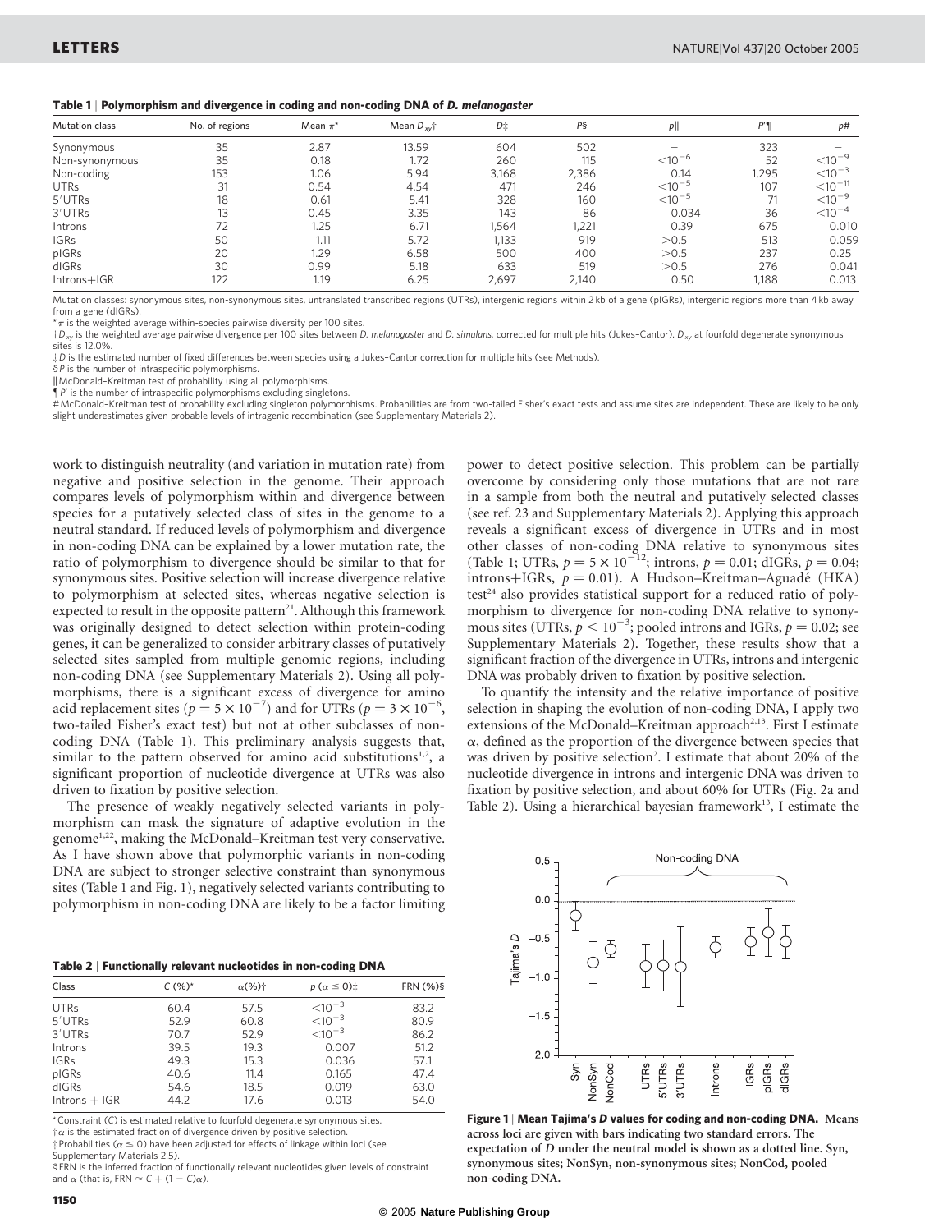**Table 1 | Polymorphism and divergence in coding and non-coding DNA of *D. melanogaster***

| Mutation class | No. of regions | Mean $\pi$* | Mean $D_{xy}$† | $D$‡ | $P$§ | $p$‖ | $P'$¶ | $p$# |
|---|---|---|---|---|---|---|---|---|
| Synonymous | 35 | 2.87 | 13.59 | 604 | 502 | – | 323 | – |
| Non-synonymous | 35 | 0.18 | 1.72 | 260 | 115 | $<10^{-6}$ | 52 | $<10^{-9}$ |
| Non-coding | 153 | 1.06 | 5.94 | 3,168 | 2,386 | 0.14 | 1,295 | $<10^{-3}$ |
| UTRs | 31 | 0.54 | 4.54 | 471 | 246 | $<10^{-5}$ | 107 | $<10^{-11}$ |
| 5′UTRs | 18 | 0.61 | 5.41 | 328 | 160 | $<10^{-5}$ | 71 | $<10^{-9}$ |
| 3′UTRs | 13 | 0.45 | 3.35 | 143 | 86 | 0.034 | 36 | $<10^{-4}$ |
| Introns | 72 | 1.25 | 6.71 | 1,564 | 1,221 | 0.39 | 675 | 0.010 |
| IGRs | 50 | 1.11 | 5.72 | 1,133 | 919 | >0.5 | 513 | 0.059 |
| pIGRs | 20 | 1.29 | 6.58 | 500 | 400 | >0.5 | 237 | 0.25 |
| dIGRs | 30 | 0.99 | 5.18 | 633 | 519 | >0.5 | 276 | 0.041 |
| Introns+IGR | 122 | 1.19 | 6.25 | 2,697 | 2,140 | 0.50 | 1,188 | 0.013 |

Mutation classes: synonymous sites, non-synonymous sites, untranslated transcribed regions (UTRs), intergenic regions within 2 kb of a gene (pIGRs), intergenic regions more than 4 kb away from a gene (dIGRs).

* $\pi$ is the weighted average within-species pairwise diversity per 100 sites.

† $D_{xy}$ is the weighted average pairwise divergence per 100 sites between *D. melanogaster* and *D. simulans*, corrected for multiple hits (Jukes–Cantor). $D_{xy}$ at fourfold degenerate synonymous sites is 12.0%.

‡ $D$ is the estimated number of fixed differences between species using a Jukes–Cantor correction for multiple hits (see Methods).

§ $P$ is the number of intraspecific polymorphisms.

‖ McDonald–Kreitman test of probability using all polymorphisms.

¶ $P'$ is the number of intraspecific polymorphisms excluding singletons.

# McDonald–Kreitman test of probability excluding singleton polymorphisms. Probabilities are from two-tailed Fisher's exact tests and assume sites are independent. These are likely to be only slight underestimates given probable levels of intragenic recombination (see Supplementary Materials 2).

work to distinguish neutrality (and variation in mutation rate) from negative and positive selection in the genome. Their approach compares levels of polymorphism within and divergence between species for a putatively selected class of sites in the genome to a neutral standard. If reduced levels of polymorphism and divergence in non-coding DNA can be explained by a lower mutation rate, the ratio of polymorphism to divergence should be similar to that for synonymous sites. Positive selection will increase divergence relative to polymorphism at selected sites, whereas negative selection is expected to result in the opposite pattern[21]. Although this framework was originally designed to detect selection within protein-coding genes, it can be generalized to consider arbitrary classes of putatively selected sites sampled from multiple genomic regions, including non-coding DNA (see Supplementary Materials 2). Using all polymorphisms, there is a significant excess of divergence for amino acid replacement sites ($p = 5 \times 10^{-7}$) and for UTRs ($p = 3 \times 10^{-6}$, two-tailed Fisher's exact test) but not at other subclasses of non-coding DNA (Table 1). This preliminary analysis suggests that, similar to the pattern observed for amino acid substitutions[1,2], a significant proportion of nucleotide divergence at UTRs was also driven to fixation by positive selection.

The presence of weakly negatively selected variants in polymorphism can mask the signature of adaptive evolution in the genome[1,22], making the McDonald–Kreitman test very conservative. As I have shown above that polymorphic variants in non-coding DNA are subject to stronger selective constraint than synonymous sites (Table 1 and Fig. 1), negatively selected variants contributing to polymorphism in non-coding DNA are likely to be a factor limiting power to detect positive selection. This problem can be partially overcome by considering only those mutations that are not rare in a sample from both the neutral and putatively selected classes (see ref. 23 and Supplementary Materials 2). Applying this approach reveals a significant excess of divergence in UTRs and in most other classes of non-coding DNA relative to synonymous sites (Table 1; UTRs, $p = 5 \times 10^{-12}$; introns, $p = 0.01$; dIGRs, $p = 0.04$; introns+IGRs, $p = 0.01$). A Hudson–Kreitman–Aguadé (HKA) test[24] also provides statistical support for a reduced ratio of polymorphism to divergence for non-coding DNA relative to synonymous sites (UTRs, $p < 10^{-3}$; pooled introns and IGRs, $p = 0.02$; see Supplementary Materials 2). Together, these results show that a significant fraction of the divergence in UTRs, introns and intergenic DNA was probably driven to fixation by positive selection.

To quantify the intensity and the relative importance of positive selection in shaping the evolution of non-coding DNA, I apply two extensions of the McDonald–Kreitman approach[2,13]. First I estimate $\alpha$, defined as the proportion of the divergence between species that was driven by positive selection[2]. I estimate that about 20% of the nucleotide divergence in introns and intergenic DNA was driven to fixation by positive selection, and about 60% for UTRs (Fig. 2a and Table 2). Using a hierarchical bayesian framework[13], I estimate the

**Table 2 | Functionally relevant nucleotides in non-coding DNA**

| Class | $C$ (%)* | $\alpha$(%)† | $p$ ($\alpha \leq 0$)‡ | FRN (%)§ |
|---|---|---|---|---|
| UTRs | 60.4 | 57.5 | $<10^{-3}$ | 83.2 |
| 5′UTRs | 52.9 | 60.8 | $<10^{-3}$ | 80.9 |
| 3′UTRs | 70.7 | 52.9 | $<10^{-3}$ | 86.2 |
| Introns | 39.5 | 19.3 | 0.007 | 51.2 |
| IGRs | 49.3 | 15.3 | 0.036 | 57.1 |
| pIGRs | 40.6 | 11.4 | 0.165 | 47.4 |
| dIGRs | 54.6 | 18.5 | 0.019 | 63.0 |
| Introns + IGR | 44.2 | 17.6 | 0.013 | 54.0 |

* Constraint ($C$) is estimated relative to fourfold degenerate synonymous sites.

† $\alpha$ is the estimated fraction of divergence driven by positive selection.

‡ Probabilities ($\alpha \leq 0$) have been adjusted for effects of linkage within loci (see Supplementary Materials 2.5).

§ FRN is the inferred fraction of functionally relevant nucleotides given levels of constraint and $\alpha$ (that is, FRN $\approx C + (1 - C)\alpha$).

**Figure 1 | Mean Tajima's *D* values for coding and non-coding DNA.** Means across loci are given with bars indicating two standard errors. The expectation of *D* under the neutral model is shown as a dotted line. Syn, synonymous sites; NonSyn, non-synonymous sites; NonCod, pooled non-coding DNA.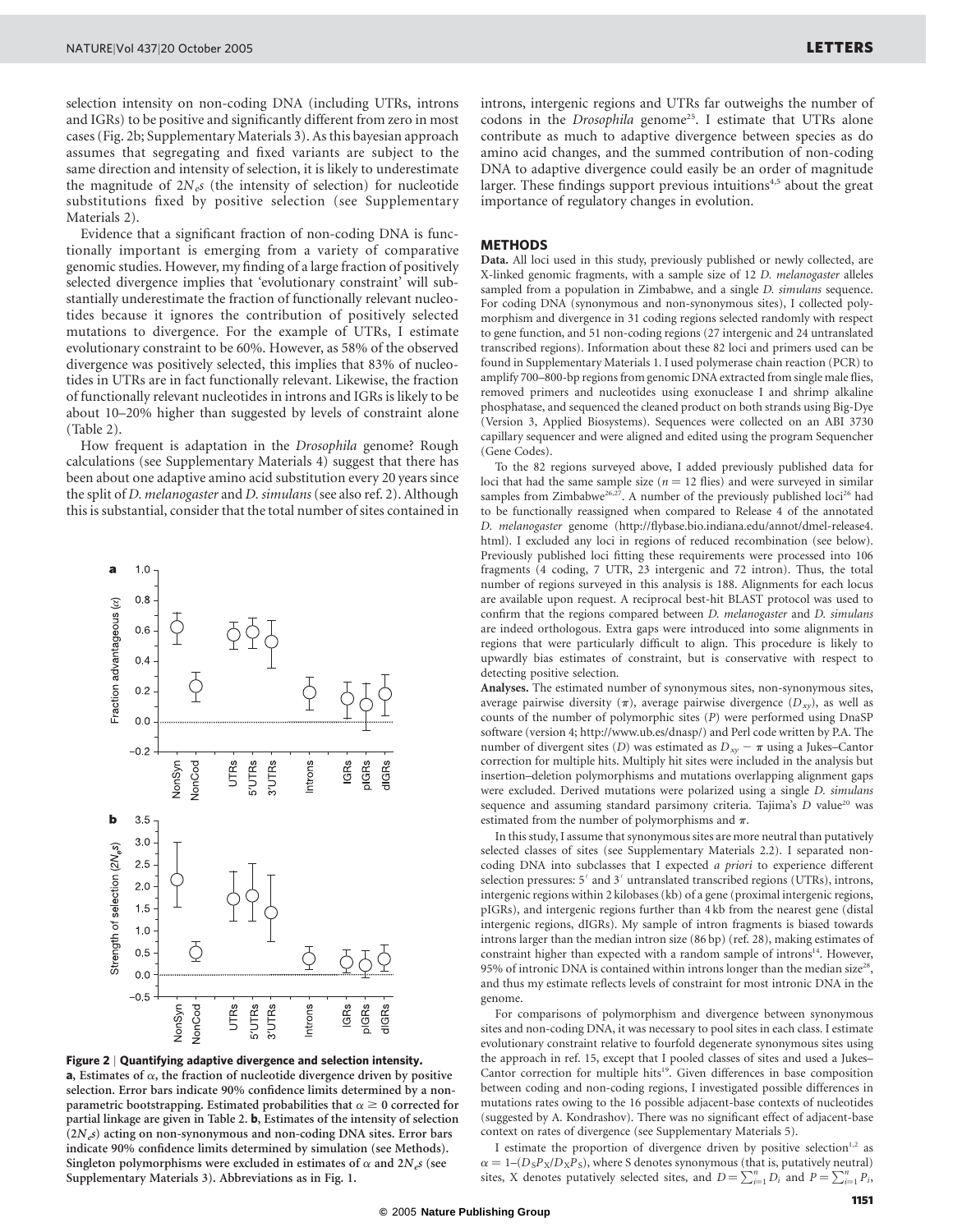selection intensity on non-coding DNA (including UTRs, introns and IGRs) to be positive and significantly different from zero in most cases (Fig. 2b; Supplementary Materials 3). As this bayesian approach assumes that segregating and fixed variants are subject to the same direction and intensity of selection, it is likely to underestimate the magnitude of $2N_es$ (the intensity of selection) for nucleotide substitutions fixed by positive selection (see Supplementary Materials 2).

Evidence that a significant fraction of non-coding DNA is functionally important is emerging from a variety of comparative genomic studies. However, my finding of a large fraction of positively selected divergence implies that 'evolutionary constraint' will substantially underestimate the fraction of functionally relevant nucleotides because it ignores the contribution of positively selected mutations to divergence. For the example of UTRs, I estimate evolutionary constraint to be 60%. However, as 58% of the observed divergence was positively selected, this implies that 83% of nucleotides in UTRs are in fact functionally relevant. Likewise, the fraction of functionally relevant nucleotides in introns and IGRs is likely to be about 10–20% higher than suggested by levels of constraint alone (Table 2).

How frequent is adaptation in the *Drosophila* genome? Rough calculations (see Supplementary Materials 4) suggest that there has been about one adaptive amino acid substitution every 20 years since the split of *D. melanogaster* and *D. simulans* (see also ref. 2). Although this is substantial, consider that the total number of sites contained in introns, intergenic regions and UTRs far outweighs the number of codons in the *Drosophila* genome[25]. I estimate that UTRs alone contribute as much to adaptive divergence between species as do amino acid changes, and the summed contribution of non-coding DNA to adaptive divergence could easily be an order of magnitude larger. These findings support previous intuitions[4,5] about the great importance of regulatory changes in evolution.

**Figure 2 | Quantifying adaptive divergence and selection intensity.** **a**, Estimates of $\alpha$, the fraction of nucleotide divergence driven by positive selection. Error bars indicate 90% confidence limits determined by a non-parametric bootstrapping. Estimated probabilities that $\alpha \geq 0$ corrected for partial linkage are given in Table 2. **b**, Estimates of the intensity of selection ($2N_es$) acting on non-synonymous and non-coding DNA sites. Error bars indicate 90% confidence limits determined by simulation (see Methods). Singleton polymorphisms were excluded in estimates of $\alpha$ and $2N_es$ (see Supplementary Materials 3). Abbreviations as in Fig. 1.

## METHODS

**Data.** All loci used in this study, previously published or newly collected, are X-linked genomic fragments, with a sample size of 12 *D. melanogaster* alleles sampled from a population in Zimbabwe, and a single *D. simulans* sequence. For coding DNA (synonymous and non-synonymous sites), I collected polymorphism and divergence in 31 coding regions selected randomly with respect to gene function, and 51 non-coding regions (27 intergenic and 24 untranslated transcribed regions). Information about these 82 loci and primers used can be found in Supplementary Materials 1. I used polymerase chain reaction (PCR) to amplify 700–800-bp regions from genomic DNA extracted from single male flies, removed primers and nucleotides using exonuclease I and shrimp alkaline phosphatase, and sequenced the cleaned product on both strands using Big-Dye (Version 3, Applied Biosystems). Sequences were collected on an ABI 3730 capillary sequencer and were aligned and edited using the program Sequencher (Gene Codes).

To the 82 regions surveyed above, I added previously published data for loci that had the same sample size ($n = 12$ flies) and were surveyed in similar samples from Zimbabwe[26,27]. A number of the previously published loci[26] had to be functionally reassigned when compared to Release 4 of the annotated *D. melanogaster* genome (http://flybase.bio.indiana.edu/annot/dmel-release4.html). I excluded any loci in regions of reduced recombination (see below). Previously published loci fitting these requirements were processed into 106 fragments (4 coding, 7 UTR, 23 intergenic and 72 intron). Thus, the total number of regions surveyed in this analysis is 188. Alignments for each locus are available upon request. A reciprocal best-hit BLAST protocol was used to confirm that the regions compared between *D. melanogaster* and *D. simulans* are indeed orthologous. Extra gaps were introduced into some alignments in regions that were particularly difficult to align. This procedure is likely to upwardly bias estimates of constraint, but is conservative with respect to detecting positive selection.

**Analyses.** The estimated number of synonymous sites, non-synonymous sites, average pairwise diversity ($\pi$), average pairwise divergence ($D_{xy}$), as well as counts of the number of polymorphic sites ($P$) were performed using DnaSP software (version 4; http://www.ub.es/dnasp/) and Perl code written by P.A. The number of divergent sites ($D$) was estimated as $D_{xy} - \pi$ using a Jukes–Cantor correction for multiple hits. Multiply hit sites were included in the analysis but insertion–deletion polymorphisms and mutations overlapping alignment gaps were excluded. Derived mutations were polarized using a single *D. simulans* sequence and assuming standard parsimony criteria. Tajima's $D$ value[20] was estimated from the number of polymorphisms and $\pi$.

In this study, I assume that synonymous sites are more neutral than putatively selected classes of sites (see Supplementary Materials 2.2). I separated non-coding DNA into subclasses that I expected *a priori* to experience different selection pressures: 5′ and 3′ untranslated transcribed regions (UTRs), introns, intergenic regions within 2 kilobases (kb) of a gene (proximal intergenic regions, pIGRs), and intergenic regions further than 4 kb from the nearest gene (distal intergenic regions, dIGRs). My sample of intron fragments is biased towards introns larger than the median intron size (86 bp) (ref. 28), making estimates of constraint higher than expected with a random sample of introns[14]. However, 95% of intronic DNA is contained within introns longer than the median size[28], and thus my estimate reflects levels of constraint for most intronic DNA in the genome.

For comparisons of polymorphism and divergence between synonymous sites and non-coding DNA, it was necessary to pool sites in each class. I estimate evolutionary constraint relative to fourfold degenerate synonymous sites using the approach in ref. 15, except that I pooled classes of sites and used a Jukes–Cantor correction for multiple hits[19]. Given differences in base composition between coding and non-coding regions, I investigated possible differences in mutations rates owing to the 16 possible adjacent-base contexts of nucleotides (suggested by A. Kondrashov). There was no significant effect of adjacent-base context on rates of divergence (see Supplementary Materials 5).

I estimate the proportion of divergence driven by positive selection[1,2] as $\alpha = 1-(D_SP_X/D_XP_S)$, where S denotes synonymous (that is, putatively neutral) sites, X denotes putatively selected sites, and $D = \sum_{i=1}^{n} D_i$ and $P = \sum_{i=1}^{n} P_i$,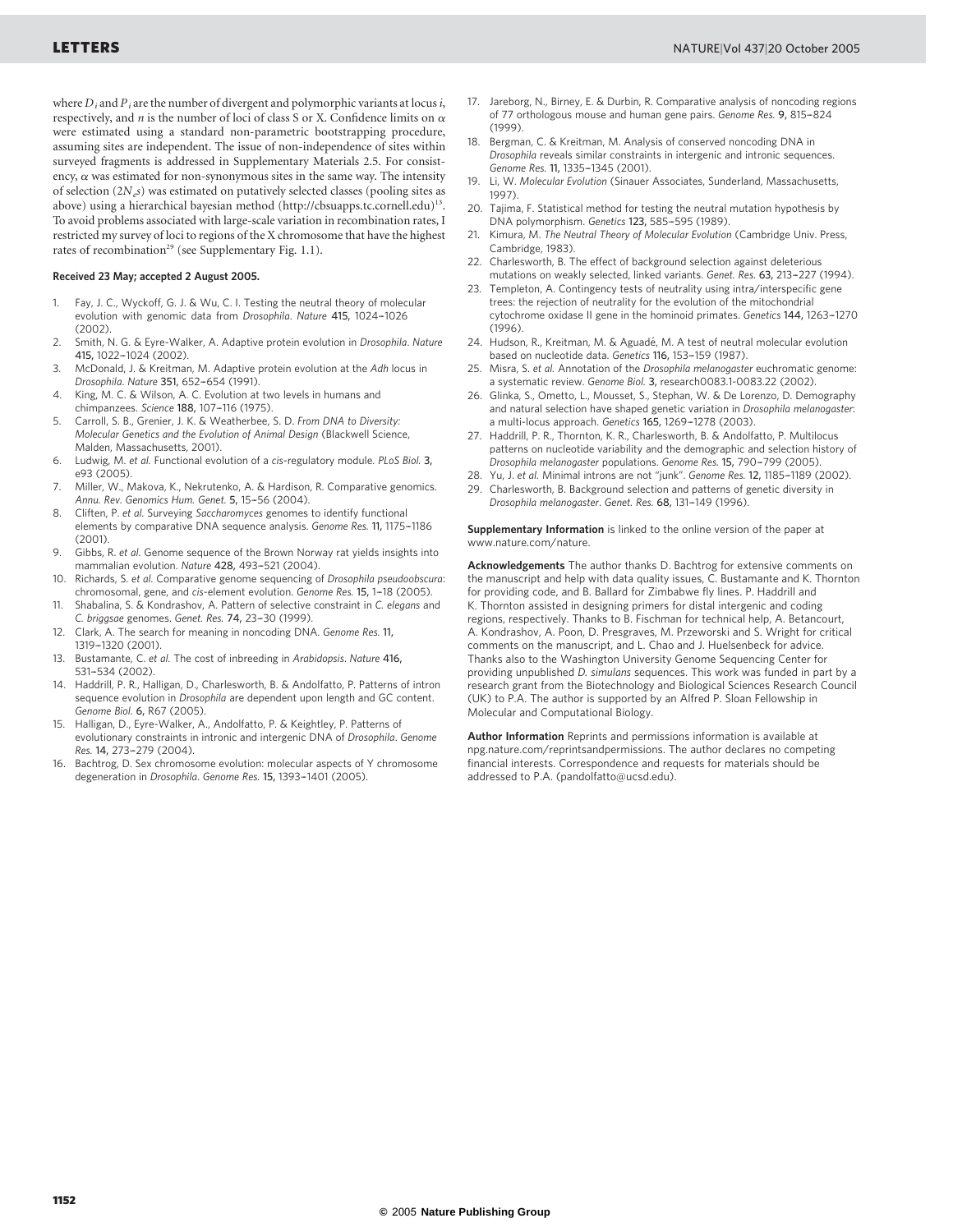where $D_i$ and $P_i$ are the number of divergent and polymorphic variants at locus $i$, respectively, and $n$ is the number of loci of class S or X. Confidence limits on $\alpha$ were estimated using a standard non-parametric bootstrapping procedure, assuming sites are independent. The issue of non-independence of sites within surveyed fragments is addressed in Supplementary Materials 2.5. For consistency, $\alpha$ was estimated for non-synonymous sites in the same way. The intensity of selection ($2N_e s$) was estimated on putatively selected classes (pooling sites as above) using a hierarchical bayesian method (http://cbsuapps.tc.cornell.edu)[13]. To avoid problems associated with large-scale variation in recombination rates, I restricted my survey of loci to regions of the X chromosome that have the highest rates of recombination[29] (see Supplementary Fig. 1.1).

**Received 23 May; accepted 2 August 2005.**

1. Fay, J. C., Wyckoff, G. J. & Wu, C. I. Testing the neutral theory of molecular evolution with genomic data from *Drosophila*. *Nature* **415,** 1024–1026 (2002).
2. Smith, N. G. & Eyre-Walker, A. Adaptive protein evolution in *Drosophila*. *Nature* **415,** 1022–1024 (2002).
3. McDonald, J. & Kreitman, M. Adaptive protein evolution at the *Adh* locus in *Drosophila*. *Nature* **351,** 652–654 (1991).
4. King, M. C. & Wilson, A. C. Evolution at two levels in humans and chimpanzees. *Science* **188,** 107–116 (1975).
5. Carroll, S. B., Grenier, J. K. & Weatherbee, S. D. *From DNA to Diversity: Molecular Genetics and the Evolution of Animal Design* (Blackwell Science, Malden, Massachusetts, 2001).
6. Ludwig, M. *et al.* Functional evolution of a *cis*-regulatory module. *PLoS Biol.* **3,** e93 (2005).
7. Miller, W., Makova, K., Nekrutenko, A. & Hardison, R. Comparative genomics. *Annu. Rev. Genomics Hum. Genet.* **5,** 15–56 (2004).
8. Cliften, P. *et al.* Surveying *Saccharomyces* genomes to identify functional elements by comparative DNA sequence analysis. *Genome Res.* **11,** 1175–1186 (2001).
9. Gibbs, R. *et al.* Genome sequence of the Brown Norway rat yields insights into mammalian evolution. *Nature* **428,** 493–521 (2004).
10. Richards, S. *et al.* Comparative genome sequencing of *Drosophila pseudoobscura*: chromosomal, gene, and *cis*-element evolution. *Genome Res.* **15,** 1–18 (2005).
11. Shabalina, S. & Kondrashov, A. Pattern of selective constraint in *C. elegans* and *C. briggsae* genomes. *Genet. Res.* **74,** 23–30 (1999).
12. Clark, A. The search for meaning in noncoding DNA. *Genome Res.* **11,** 1319–1320 (2001).
13. Bustamante, C. *et al.* The cost of inbreeding in *Arabidopsis*. *Nature* **416,** 531–534 (2002).
14. Haddrill, P. R., Halligan, D., Charlesworth, B. & Andolfatto, P. Patterns of intron sequence evolution in *Drosophila* are dependent upon length and GC content. *Genome Biol.* **6,** R67 (2005).
15. Halligan, D., Eyre-Walker, A., Andolfatto, P. & Keightley, P. Patterns of evolutionary constraints in intronic and intergenic DNA of *Drosophila*. *Genome Res.* **14,** 273–279 (2004).
16. Bachtrog, D. Sex chromosome evolution: molecular aspects of Y chromosome degeneration in *Drosophila*. *Genome Res.* **15,** 1393–1401 (2005).
17. Jareborg, N., Birney, E. & Durbin, R. Comparative analysis of noncoding regions of 77 orthologous mouse and human gene pairs. *Genome Res.* **9,** 815–824 (1999).
18. Bergman, C. & Kreitman, M. Analysis of conserved noncoding DNA in *Drosophila* reveals similar constraints in intergenic and intronic sequences. *Genome Res.* **11,** 1335–1345 (2001).
19. Li, W. *Molecular Evolution* (Sinauer Associates, Sunderland, Massachusetts, 1997).
20. Tajima, F. Statistical method for testing the neutral mutation hypothesis by DNA polymorphism. *Genetics* **123,** 585–595 (1989).
21. Kimura, M. *The Neutral Theory of Molecular Evolution* (Cambridge Univ. Press, Cambridge, 1983).
22. Charlesworth, B. The effect of background selection against deleterious mutations on weakly selected, linked variants. *Genet. Res.* **63,** 213–227 (1994).
23. Templeton, A. Contingency tests of neutrality using intra/interspecific gene trees: the rejection of neutrality for the evolution of the mitochondrial cytochrome oxidase II gene in the hominoid primates. *Genetics* **144,** 1263–1270 (1996).
24. Hudson, R., Kreitman, M. & Aguadé, M. A test of neutral molecular evolution based on nucleotide data. *Genetics* **116,** 153–159 (1987).
25. Misra, S. *et al.* Annotation of the *Drosophila melanogaster* euchromatic genome: a systematic review. *Genome Biol.* **3,** research0083.1-0083.22 (2002).
26. Glinka, S., Ometto, L., Mousset, S., Stephan, W. & De Lorenzo, D. Demography and natural selection have shaped genetic variation in *Drosophila melanogaster*: a multi-locus approach. *Genetics* **165,** 1269–1278 (2003).
27. Haddrill, P. R., Thornton, K. R., Charlesworth, B. & Andolfatto, P. Multilocus patterns on nucleotide variability and the demographic and selection history of *Drosophila melanogaster* populations. *Genome Res.* **15,** 790–799 (2005).
28. Yu, J. *et al.* Minimal introns are not "junk". *Genome Res.* **12,** 1185–1189 (2002).
29. Charlesworth, B. Background selection and patterns of genetic diversity in *Drosophila melanogaster*. *Genet. Res.* **68,** 131–149 (1996).

**Supplementary Information** is linked to the online version of the paper at www.nature.com/nature.

**Acknowledgements** The author thanks D. Bachtrog for extensive comments on the manuscript and help with data quality issues, C. Bustamante and K. Thornton for providing code, and B. Ballard for Zimbabwe fly lines. P. Haddrill and K. Thornton assisted in designing primers for distal intergenic and coding regions, respectively. Thanks to B. Fischman for technical help, A. Betancourt, A. Kondrashov, A. Poon, D. Presgraves, M. Przeworski and S. Wright for critical comments on the manuscript, and L. Chao and J. Huelsenbeck for advice. Thanks also to the Washington University Genome Sequencing Center for providing unpublished *D. simulans* sequences. This work was funded in part by a research grant from the Biotechnology and Biological Sciences Research Council (UK) to P.A. The author is supported by an Alfred P. Sloan Fellowship in Molecular and Computational Biology.

**Author Information** Reprints and permissions information is available at npg.nature.com/reprintsandpermissions. The author declares no competing financial interests. Correspondence and requests for materials should be addressed to P.A. (pandolfatto@ucsd.edu).